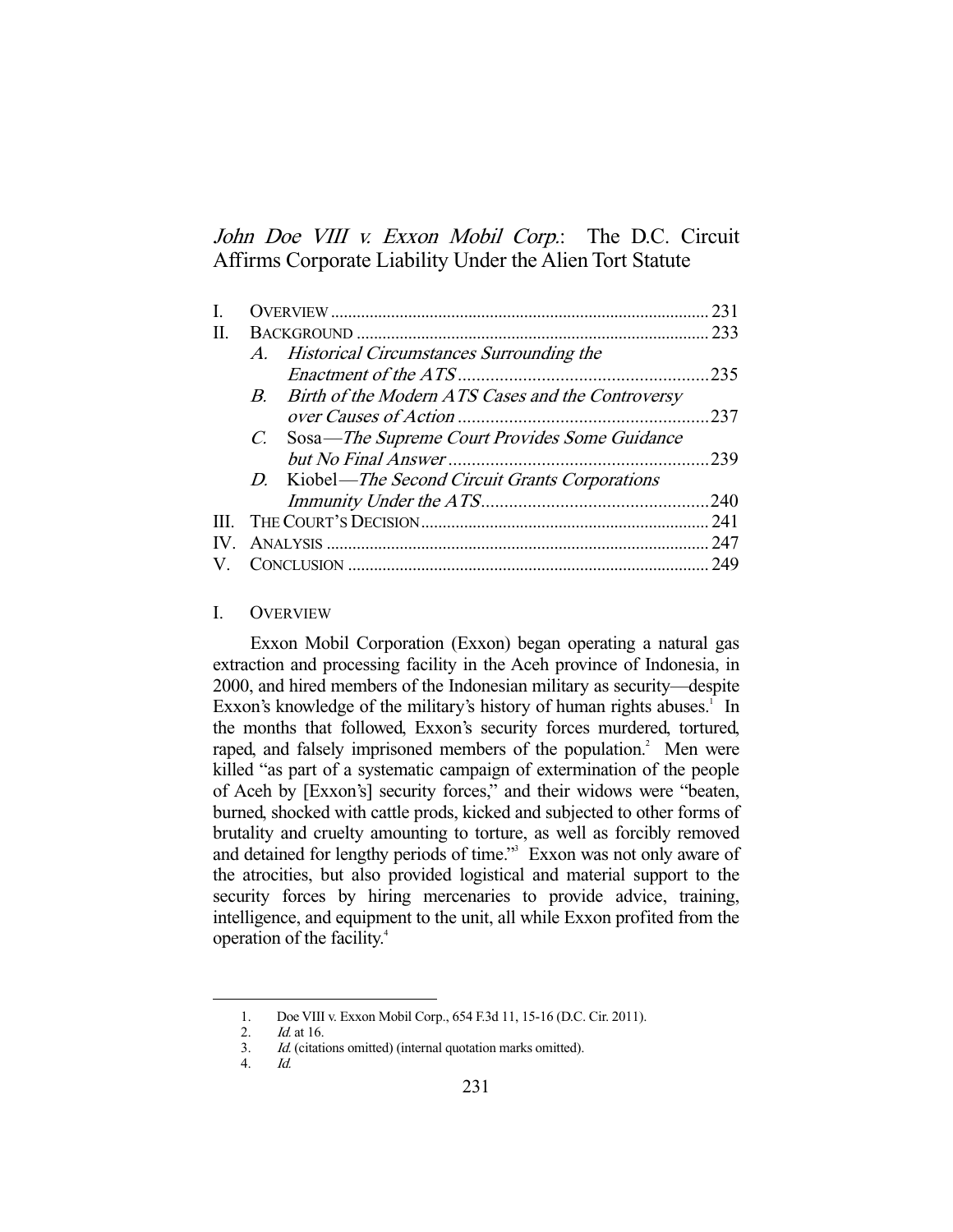# *John Doe VIII v. Exxon Mobil Corp.*: The D.C. Circuit Affirms Corporate Liability Under the Alien Tort Statute

| | | |
|---|---|---|
| I. | OVERVIEW | 231 |
| II. | BACKGROUND | 233 |
| | A. *Historical Circumstances Surrounding the Enactment of the ATS* | 235 |
| | B. *Birth of the Modern ATS Cases and the Controversy over Causes of Action* | 237 |
| | C. Sosa—*The Supreme Court Provides Some Guidance but No Final Answer* | 239 |
| | D. Kiobel—*The Second Circuit Grants Corporations Immunity Under the ATS* | 240 |
| III. | THE COURT'S DECISION | 241 |
| IV. | ANALYSIS | 247 |
| V. | CONCLUSION | 249 |

## I. OVERVIEW

Exxon Mobil Corporation (Exxon) began operating a natural gas extraction and processing facility in the Aceh province of Indonesia, in 2000, and hired members of the Indonesian military as security—despite Exxon's knowledge of the military's history of human rights abuses.[1] In the months that followed, Exxon's security forces murdered, tortured, raped, and falsely imprisoned members of the population.[2] Men were killed "as part of a systematic campaign of extermination of the people of Aceh by [Exxon's] security forces," and their widows were "beaten, burned, shocked with cattle prods, kicked and subjected to other forms of brutality and cruelty amounting to torture, as well as forcibly removed and detained for lengthy periods of time."[3] Exxon was not only aware of the atrocities, but also provided logistical and material support to the security forces by hiring mercenaries to provide advice, training, intelligence, and equipment to the unit, all while Exxon profited from the operation of the facility.[4]

1. Doe VIII v. Exxon Mobil Corp., 654 F.3d 11, 15-16 (D.C. Cir. 2011).
2. *Id.* at 16.
3. *Id.* (citations omitted) (internal quotation marks omitted).
4. *Id.*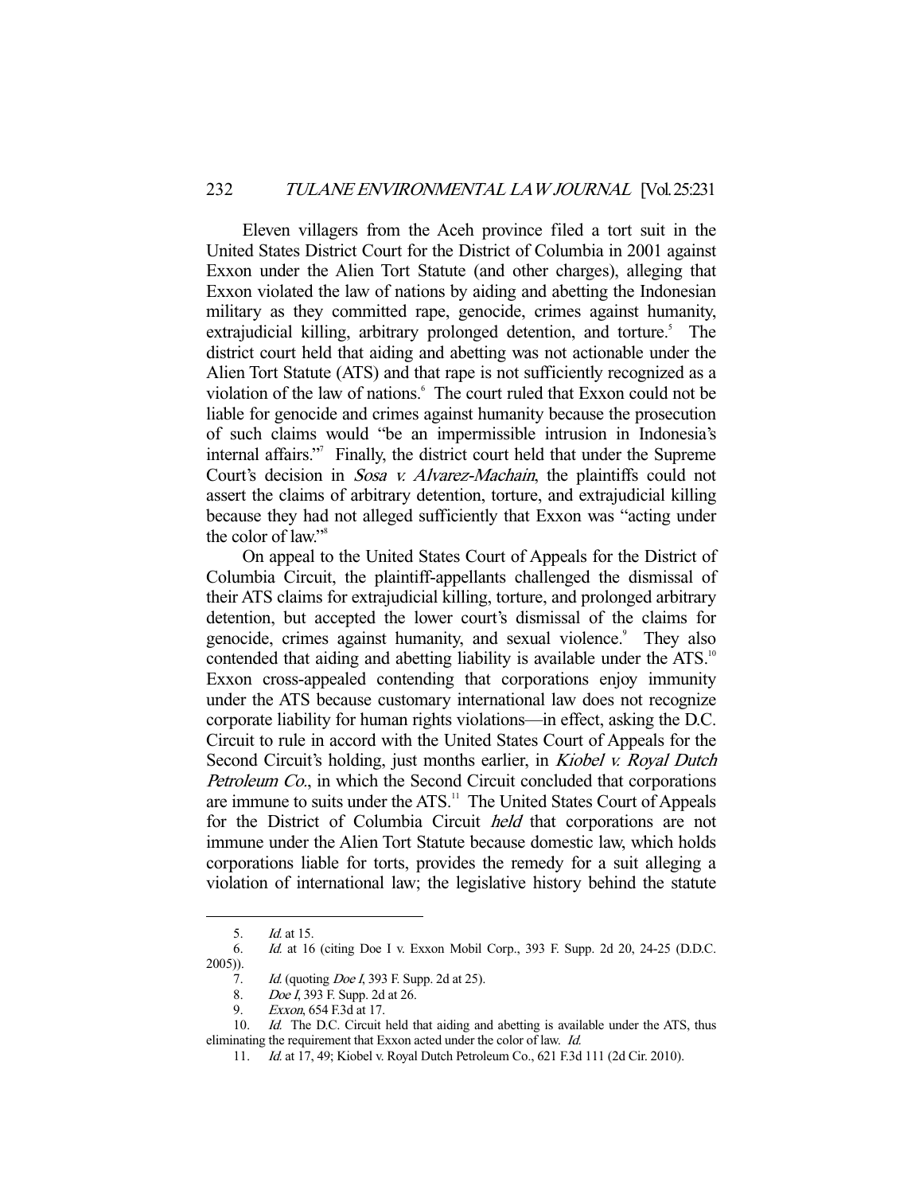Eleven villagers from the Aceh province filed a tort suit in the United States District Court for the District of Columbia in 2001 against Exxon under the Alien Tort Statute (and other charges), alleging that Exxon violated the law of nations by aiding and abetting the Indonesian military as they committed rape, genocide, crimes against humanity, extrajudicial killing, arbitrary prolonged detention, and torture.[5] The district court held that aiding and abetting was not actionable under the Alien Tort Statute (ATS) and that rape is not sufficiently recognized as a violation of the law of nations.[6] The court ruled that Exxon could not be liable for genocide and crimes against humanity because the prosecution of such claims would "be an impermissible intrusion in Indonesia's internal affairs."[7] Finally, the district court held that under the Supreme Court's decision in *Sosa v. Alvarez-Machain*, the plaintiffs could not assert the claims of arbitrary detention, torture, and extrajudicial killing because they had not alleged sufficiently that Exxon was "acting under the color of law."[8]

On appeal to the United States Court of Appeals for the District of Columbia Circuit, the plaintiff-appellants challenged the dismissal of their ATS claims for extrajudicial killing, torture, and prolonged arbitrary detention, but accepted the lower court's dismissal of the claims for genocide, crimes against humanity, and sexual violence.[9] They also contended that aiding and abetting liability is available under the ATS.[10] Exxon cross-appealed contending that corporations enjoy immunity under the ATS because customary international law does not recognize corporate liability for human rights violations—in effect, asking the D.C. Circuit to rule in accord with the United States Court of Appeals for the Second Circuit's holding, just months earlier, in *Kiobel v. Royal Dutch Petroleum Co.*, in which the Second Circuit concluded that corporations are immune to suits under the ATS.[11] The United States Court of Appeals for the District of Columbia Circuit *held* that corporations are not immune under the Alien Tort Statute because domestic law, which holds corporations liable for torts, provides the remedy for a suit alleging a violation of international law; the legislative history behind the statute

---

5. *Id.* at 15.

6. *Id.* at 16 (citing Doe I v. Exxon Mobil Corp., 393 F. Supp. 2d 20, 24-25 (D.D.C. 2005)).

7. *Id.* (quoting *Doe I*, 393 F. Supp. 2d at 25).

8. *Doe I*, 393 F. Supp. 2d at 26.

9. *Exxon*, 654 F.3d at 17.

10. *Id.* The D.C. Circuit held that aiding and abetting is available under the ATS, thus eliminating the requirement that Exxon acted under the color of law. *Id.*

11. *Id.* at 17, 49; Kiobel v. Royal Dutch Petroleum Co., 621 F.3d 111 (2d Cir. 2010).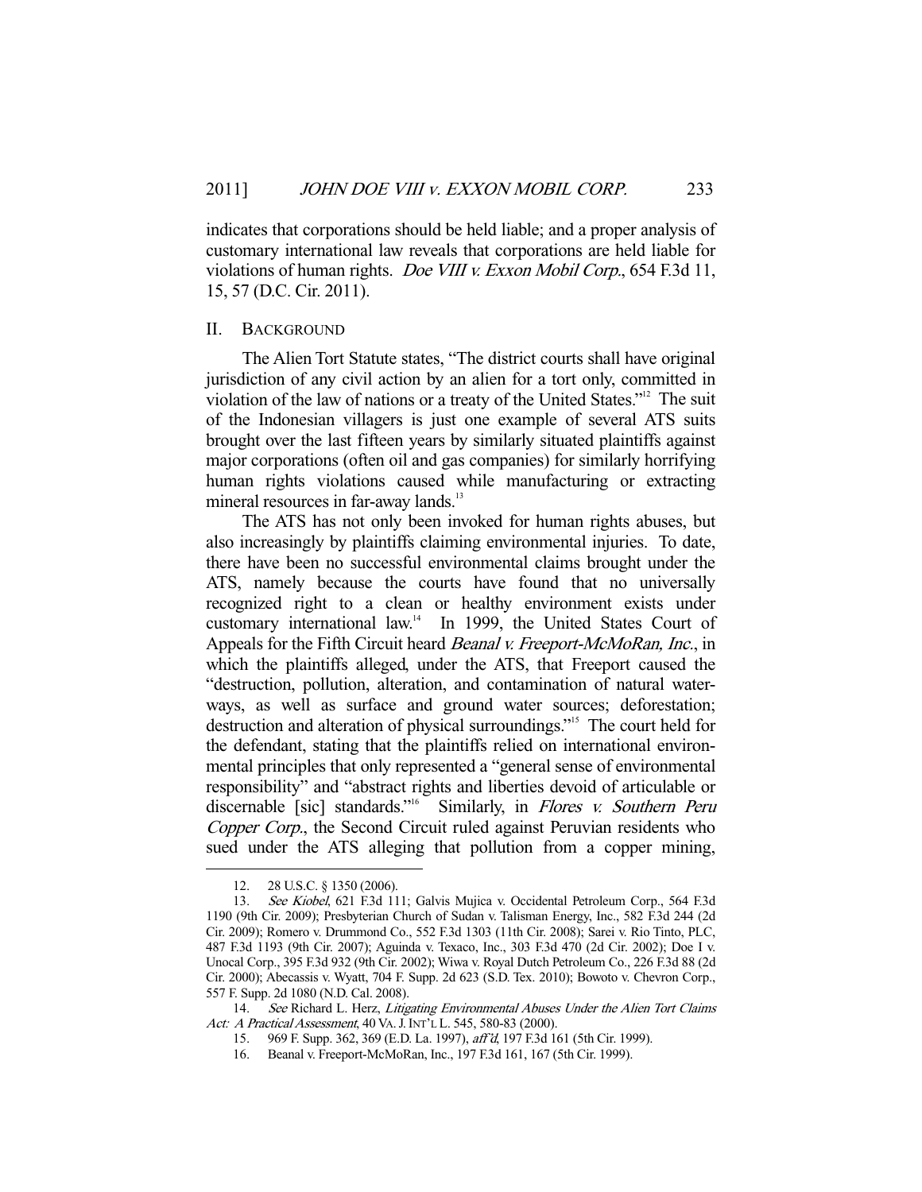indicates that corporations should be held liable; and a proper analysis of customary international law reveals that corporations are held liable for violations of human rights. *Doe VIII v. Exxon Mobil Corp.*, 654 F.3d 11, 15, 57 (D.C. Cir. 2011).

## II. BACKGROUND

The Alien Tort Statute states, "The district courts shall have original jurisdiction of any civil action by an alien for a tort only, committed in violation of the law of nations or a treaty of the United States."[12] The suit of the Indonesian villagers is just one example of several ATS suits brought over the last fifteen years by similarly situated plaintiffs against major corporations (often oil and gas companies) for similarly horrifying human rights violations caused while manufacturing or extracting mineral resources in far-away lands.[13]

The ATS has not only been invoked for human rights abuses, but also increasingly by plaintiffs claiming environmental injuries. To date, there have been no successful environmental claims brought under the ATS, namely because the courts have found that no universally recognized right to a clean or healthy environment exists under customary international law.[14] In 1999, the United States Court of Appeals for the Fifth Circuit heard *Beanal v. Freeport-McMoRan, Inc.*, in which the plaintiffs alleged, under the ATS, that Freeport caused the "destruction, pollution, alteration, and contamination of natural waterways, as well as surface and ground water sources; deforestation; destruction and alteration of physical surroundings."[15] The court held for the defendant, stating that the plaintiffs relied on international environmental principles that only represented a "general sense of environmental responsibility" and "abstract rights and liberties devoid of articulable or discernable [sic] standards."[16] Similarly, in *Flores v. Southern Peru Copper Corp.*, the Second Circuit ruled against Peruvian residents who sued under the ATS alleging that pollution from a copper mining,

---

12. 28 U.S.C. § 1350 (2006).

13. *See Kiobel*, 621 F.3d 111; Galvis Mujica v. Occidental Petroleum Corp., 564 F.3d 1190 (9th Cir. 2009); Presbyterian Church of Sudan v. Talisman Energy, Inc., 582 F.3d 244 (2d Cir. 2009); Romero v. Drummond Co., 552 F.3d 1303 (11th Cir. 2008); Sarei v. Rio Tinto, PLC, 487 F.3d 1193 (9th Cir. 2007); Aguinda v. Texaco, Inc., 303 F.3d 470 (2d Cir. 2002); Doe I v. Unocal Corp., 395 F.3d 932 (9th Cir. 2002); Wiwa v. Royal Dutch Petroleum Co., 226 F.3d 88 (2d Cir. 2000); Abecassis v. Wyatt, 704 F. Supp. 2d 623 (S.D. Tex. 2010); Bowoto v. Chevron Corp., 557 F. Supp. 2d 1080 (N.D. Cal. 2008).

14. *See* Richard L. Herz, *Litigating Environmental Abuses Under the Alien Tort Claims Act: A Practical Assessment*, 40 VA. J. INT'L L. 545, 580-83 (2000).

15. 969 F. Supp. 362, 369 (E.D. La. 1997), *aff'd*, 197 F.3d 161 (5th Cir. 1999).

16. Beanal v. Freeport-McMoRan, Inc., 197 F.3d 161, 167 (5th Cir. 1999).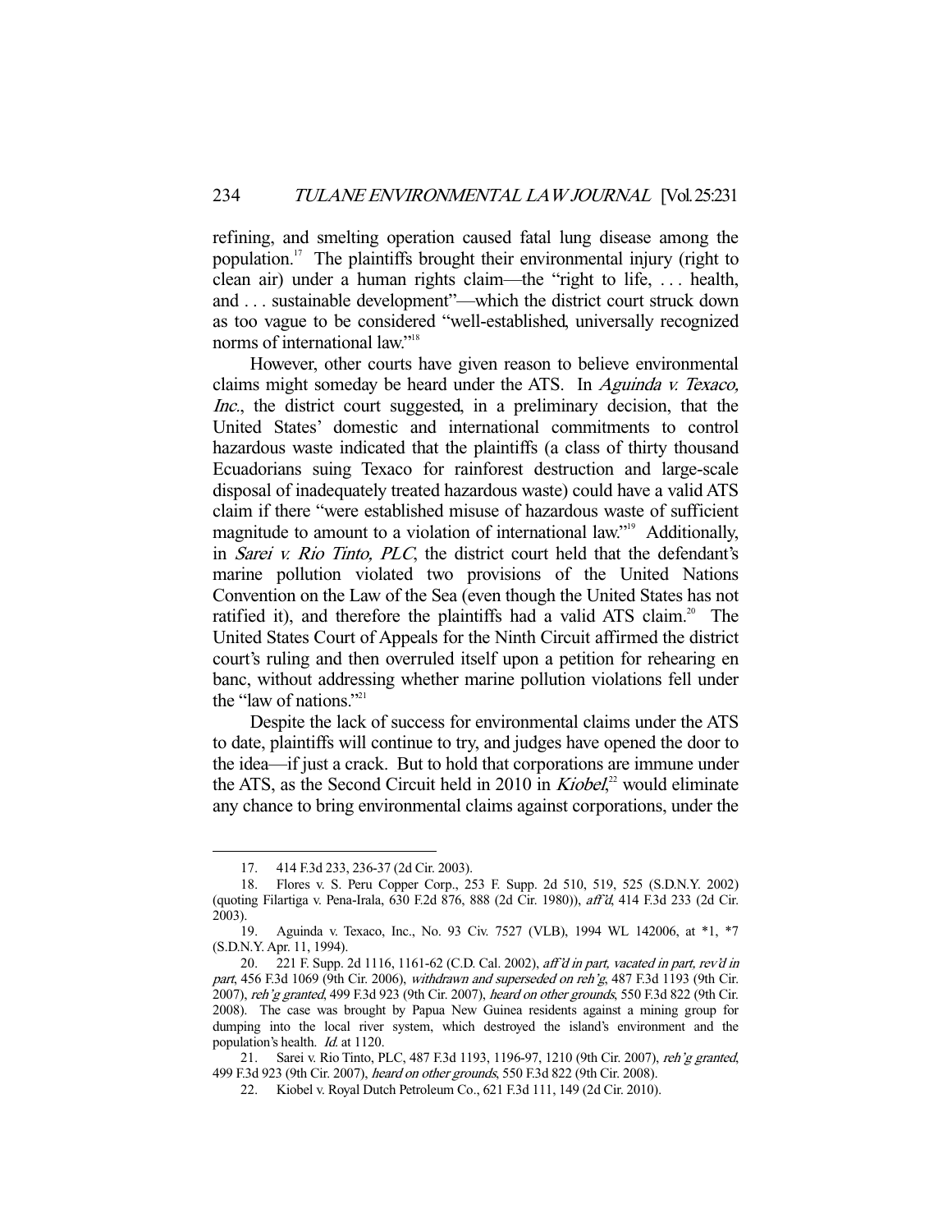refining, and smelting operation caused fatal lung disease among the population.[17] The plaintiffs brought their environmental injury (right to clean air) under a human rights claim—the "right to life, . . . health, and . . . sustainable development"—which the district court struck down as too vague to be considered "well-established, universally recognized norms of international law."[18]

However, other courts have given reason to believe environmental claims might someday be heard under the ATS. In *Aguinda v. Texaco, Inc.*, the district court suggested, in a preliminary decision, that the United States' domestic and international commitments to control hazardous waste indicated that the plaintiffs (a class of thirty thousand Ecuadorians suing Texaco for rainforest destruction and large-scale disposal of inadequately treated hazardous waste) could have a valid ATS claim if there "were established misuse of hazardous waste of sufficient magnitude to amount to a violation of international law."[19] Additionally, in *Sarei v. Rio Tinto, PLC*, the district court held that the defendant's marine pollution violated two provisions of the United Nations Convention on the Law of the Sea (even though the United States has not ratified it), and therefore the plaintiffs had a valid ATS claim.[20] The United States Court of Appeals for the Ninth Circuit affirmed the district court's ruling and then overruled itself upon a petition for rehearing en banc, without addressing whether marine pollution violations fell under the "law of nations."[21]

Despite the lack of success for environmental claims under the ATS to date, plaintiffs will continue to try, and judges have opened the door to the idea—if just a crack. But to hold that corporations are immune under the ATS, as the Second Circuit held in 2010 in *Kiobel*,[22] would eliminate any chance to bring environmental claims against corporations, under the

---

17. 414 F.3d 233, 236-37 (2d Cir. 2003).

18. Flores v. S. Peru Copper Corp., 253 F. Supp. 2d 510, 519, 525 (S.D.N.Y. 2002) (quoting Filartiga v. Pena-Irala, 630 F.2d 876, 888 (2d Cir. 1980)), *aff'd*, 414 F.3d 233 (2d Cir. 2003).

19. Aguinda v. Texaco, Inc., No. 93 Civ. 7527 (VLB), 1994 WL 142006, at *1, *7 (S.D.N.Y. Apr. 11, 1994).

20. 221 F. Supp. 2d 1116, 1161-62 (C.D. Cal. 2002), *aff'd in part, vacated in part, rev'd in part*, 456 F.3d 1069 (9th Cir. 2006), *withdrawn and superseded on reh'g*, 487 F.3d 1193 (9th Cir. 2007), *reh'g granted*, 499 F.3d 923 (9th Cir. 2007), *heard on other grounds*, 550 F.3d 822 (9th Cir. 2008). The case was brought by Papua New Guinea residents against a mining group for dumping into the local river system, which destroyed the island's environment and the population's health. *Id.* at 1120.

21. Sarei v. Rio Tinto, PLC, 487 F.3d 1193, 1196-97, 1210 (9th Cir. 2007), *reh'g granted*, 499 F.3d 923 (9th Cir. 2007), *heard on other grounds*, 550 F.3d 822 (9th Cir. 2008).

22. Kiobel v. Royal Dutch Petroleum Co., 621 F.3d 111, 149 (2d Cir. 2010).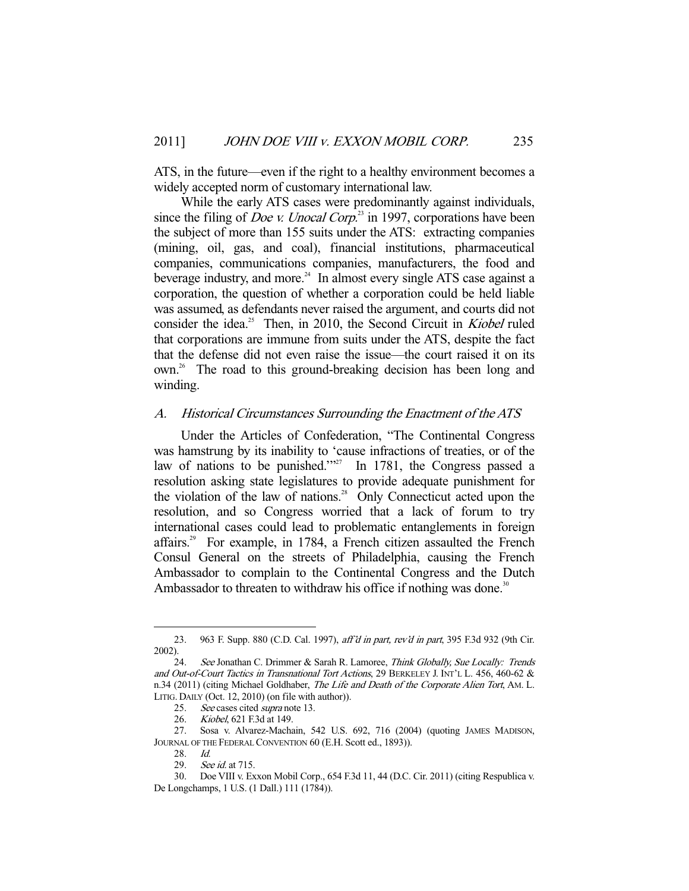ATS, in the future—even if the right to a healthy environment becomes a widely accepted norm of customary international law.

While the early ATS cases were predominantly against individuals, since the filing of *Doe v. Unocal Corp.*[23] in 1997, corporations have been the subject of more than 155 suits under the ATS: extracting companies (mining, oil, gas, and coal), financial institutions, pharmaceutical companies, communications companies, manufacturers, the food and beverage industry, and more.[24] In almost every single ATS case against a corporation, the question of whether a corporation could be held liable was assumed, as defendants never raised the argument, and courts did not consider the idea.[25] Then, in 2010, the Second Circuit in *Kiobel* ruled that corporations are immune from suits under the ATS, despite the fact that the defense did not even raise the issue—the court raised it on its own.[26] The road to this ground-breaking decision has been long and winding.

### *A. Historical Circumstances Surrounding the Enactment of the ATS*

Under the Articles of Confederation, "The Continental Congress was hamstrung by its inability to 'cause infractions of treaties, or of the law of nations to be punished.'"[27] In 1781, the Congress passed a resolution asking state legislatures to provide adequate punishment for the violation of the law of nations.[28] Only Connecticut acted upon the resolution, and so Congress worried that a lack of forum to try international cases could lead to problematic entanglements in foreign affairs.[29] For example, in 1784, a French citizen assaulted the French Consul General on the streets of Philadelphia, causing the French Ambassador to complain to the Continental Congress and the Dutch Ambassador to threaten to withdraw his office if nothing was done.[30]

---

23. 963 F. Supp. 880 (C.D. Cal. 1997), *aff'd in part, rev'd in part*, 395 F.3d 932 (9th Cir. 2002).

24. *See* Jonathan C. Drimmer & Sarah R. Lamoree, *Think Globally, Sue Locally: Trends and Out-of-Court Tactics in Transnational Tort Actions*, 29 BERKELEY J. INT'L L. 456, 460-62 & n.34 (2011) (citing Michael Goldhaber, *The Life and Death of the Corporate Alien Tort*, AM. L. LITIG. DAILY (Oct. 12, 2010) (on file with author)).

25. *See* cases cited *supra* note 13.

26. *Kiobel*, 621 F.3d at 149.

27. Sosa v. Alvarez-Machain, 542 U.S. 692, 716 (2004) (quoting JAMES MADISON, JOURNAL OF THE FEDERAL CONVENTION 60 (E.H. Scott ed., 1893)).

28. *Id.*

29. *See id.* at 715.

30. Doe VIII v. Exxon Mobil Corp., 654 F.3d 11, 44 (D.C. Cir. 2011) (citing Respublica v. De Longchamps, 1 U.S. (1 Dall.) 111 (1784)).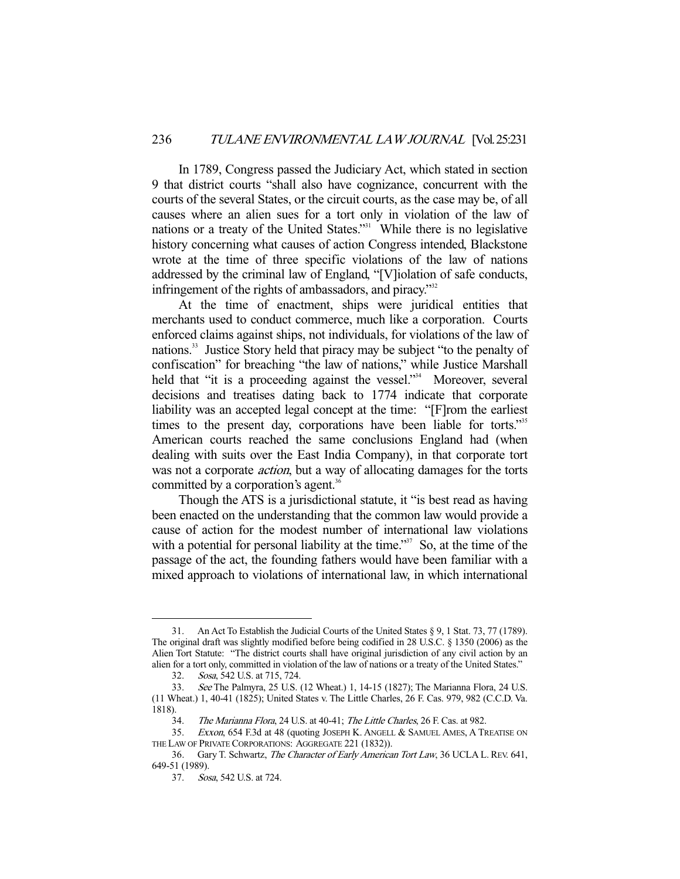In 1789, Congress passed the Judiciary Act, which stated in section 9 that district courts "shall also have cognizance, concurrent with the courts of the several States, or the circuit courts, as the case may be, of all causes where an alien sues for a tort only in violation of the law of nations or a treaty of the United States."[31] While there is no legislative history concerning what causes of action Congress intended, Blackstone wrote at the time of three specific violations of the law of nations addressed by the criminal law of England, "[V]iolation of safe conducts, infringement of the rights of ambassadors, and piracy."[32]

At the time of enactment, ships were juridical entities that merchants used to conduct commerce, much like a corporation. Courts enforced claims against ships, not individuals, for violations of the law of nations.[33] Justice Story held that piracy may be subject "to the penalty of confiscation" for breaching "the law of nations," while Justice Marshall held that "it is a proceeding against the vessel."[34] Moreover, several decisions and treatises dating back to 1774 indicate that corporate liability was an accepted legal concept at the time: "[F]rom the earliest times to the present day, corporations have been liable for torts."[35] American courts reached the same conclusions England had (when dealing with suits over the East India Company), in that corporate tort was not a corporate *action*, but a way of allocating damages for the torts committed by a corporation's agent.[36]

Though the ATS is a jurisdictional statute, it "is best read as having been enacted on the understanding that the common law would provide a cause of action for the modest number of international law violations with a potential for personal liability at the time."[37] So, at the time of the passage of the act, the founding fathers would have been familiar with a mixed approach to violations of international law, in which international

---

31. An Act To Establish the Judicial Courts of the United States § 9, 1 Stat. 73, 77 (1789). The original draft was slightly modified before being codified in 28 U.S.C. § 1350 (2006) as the Alien Tort Statute: "The district courts shall have original jurisdiction of any civil action by an alien for a tort only, committed in violation of the law of nations or a treaty of the United States."

32. *Sosa*, 542 U.S. at 715, 724.

33. *See* The Palmyra, 25 U.S. (12 Wheat.) 1, 14-15 (1827); The Marianna Flora, 24 U.S. (11 Wheat.) 1, 40-41 (1825); United States v. The Little Charles, 26 F. Cas. 979, 982 (C.C.D. Va. 1818).

34. *The Marianna Flora*, 24 U.S. at 40-41; *The Little Charles*, 26 F. Cas. at 982.

35. *Exxon*, 654 F.3d at 48 (quoting JOSEPH K. ANGELL & SAMUEL AMES, A TREATISE ON THE LAW OF PRIVATE CORPORATIONS: AGGREGATE 221 (1832)).

36. Gary T. Schwartz, *The Character of Early American Tort Law*, 36 UCLA L. REV. 641, 649-51 (1989).

37. *Sosa*, 542 U.S. at 724.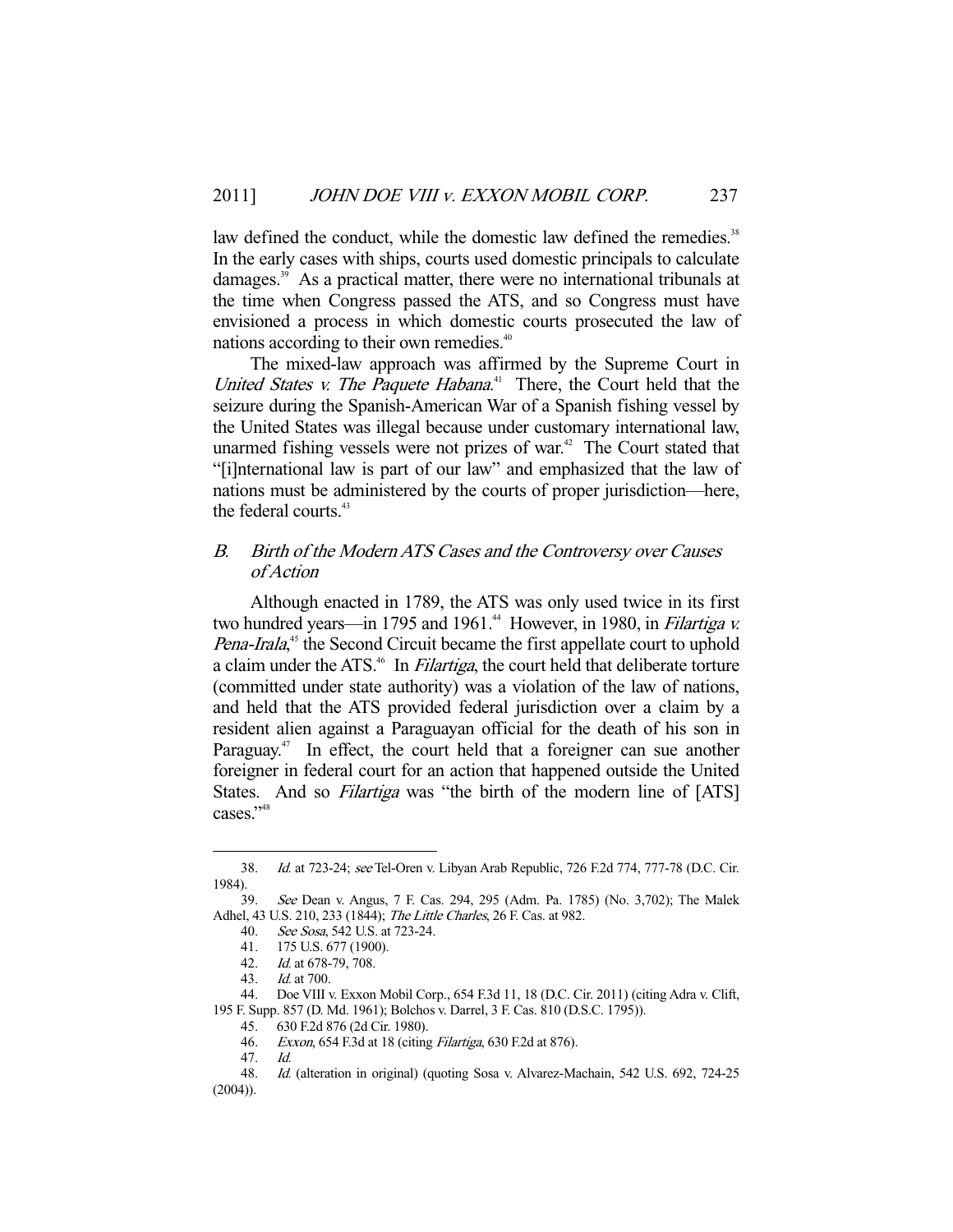law defined the conduct, while the domestic law defined the remedies.[38] In the early cases with ships, courts used domestic principals to calculate damages.[39] As a practical matter, there were no international tribunals at the time when Congress passed the ATS, and so Congress must have envisioned a process in which domestic courts prosecuted the law of nations according to their own remedies.[40]

The mixed-law approach was affirmed by the Supreme Court in *United States v. The Paquete Habana*.[41] There, the Court held that the seizure during the Spanish-American War of a Spanish fishing vessel by the United States was illegal because under customary international law, unarmed fishing vessels were not prizes of war.[42] The Court stated that "[i]nternational law is part of our law" and emphasized that the law of nations must be administered by the courts of proper jurisdiction—here, the federal courts.[43]

### B. *Birth of the Modern ATS Cases and the Controversy over Causes of Action*

Although enacted in 1789, the ATS was only used twice in its first two hundred years—in 1795 and 1961.[44] However, in 1980, in *Filartiga v. Pena-Irala*,[45] the Second Circuit became the first appellate court to uphold a claim under the ATS.[46] In *Filartiga*, the court held that deliberate torture (committed under state authority) was a violation of the law of nations, and held that the ATS provided federal jurisdiction over a claim by a resident alien against a Paraguayan official for the death of his son in Paraguay.[47] In effect, the court held that a foreigner can sue another foreigner in federal court for an action that happened outside the United States. And so *Filartiga* was "the birth of the modern line of [ATS] cases."[48]

---

38. *Id.* at 723-24; *see* Tel-Oren v. Libyan Arab Republic, 726 F.2d 774, 777-78 (D.C. Cir. 1984).

39. *See* Dean v. Angus, 7 F. Cas. 294, 295 (Adm. Pa. 1785) (No. 3,702); The Malek Adhel, 43 U.S. 210, 233 (1844); *The Little Charles*, 26 F. Cas. at 982.

40. *See Sosa*, 542 U.S. at 723-24.

41. 175 U.S. 677 (1900).

42. *Id.* at 678-79, 708.

43. *Id.* at 700.

44. Doe VIII v. Exxon Mobil Corp., 654 F.3d 11, 18 (D.C. Cir. 2011) (citing Adra v. Clift, 195 F. Supp. 857 (D. Md. 1961); Bolchos v. Darrel, 3 F. Cas. 810 (D.S.C. 1795)).

45. 630 F.2d 876 (2d Cir. 1980).

46. *Exxon*, 654 F.3d at 18 (citing *Filartiga*, 630 F.2d at 876).

47. *Id.*

48. *Id.* (alteration in original) (quoting Sosa v. Alvarez-Machain, 542 U.S. 692, 724-25 (2004)).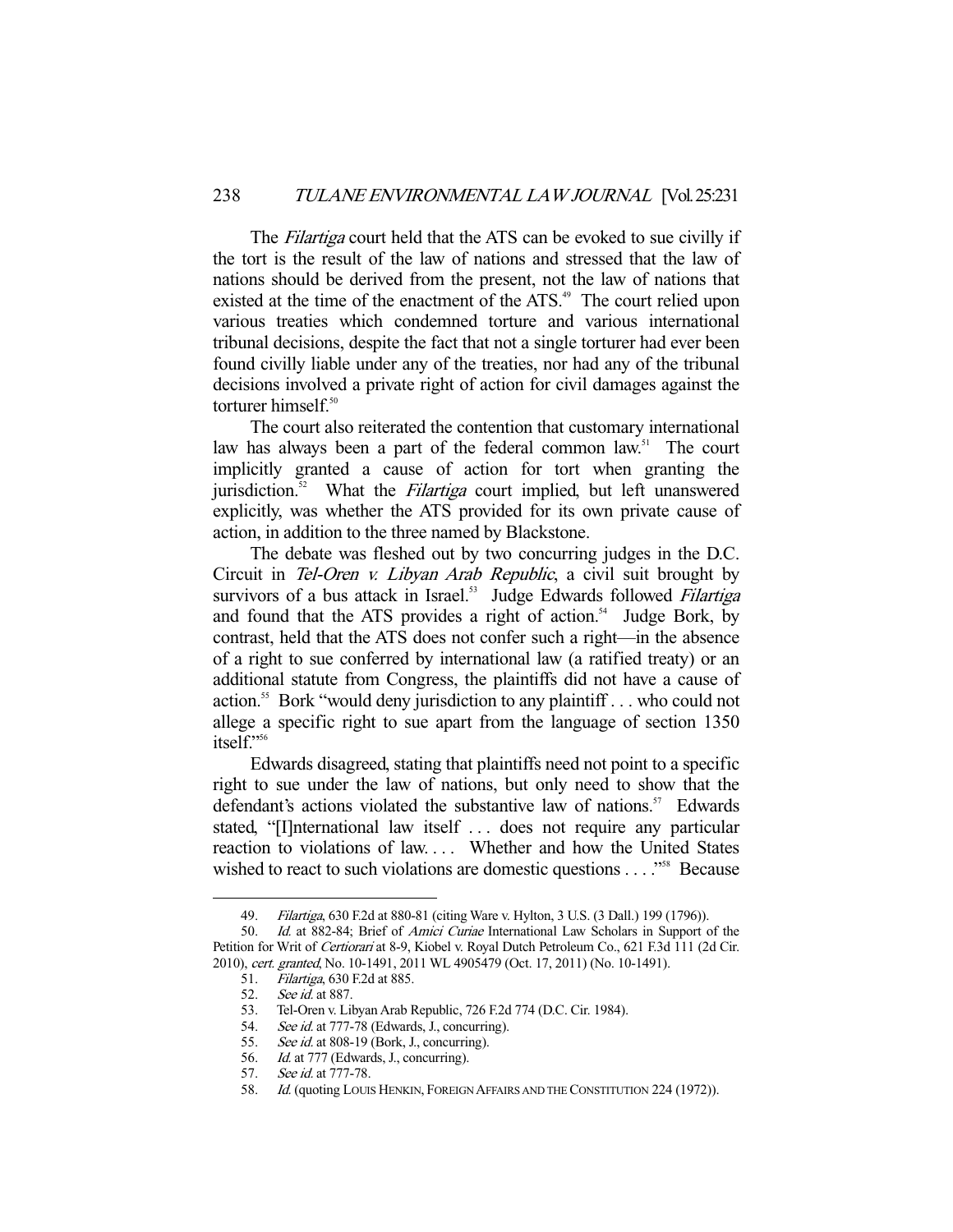The *Filartiga* court held that the ATS can be evoked to sue civilly if the tort is the result of the law of nations and stressed that the law of nations should be derived from the present, not the law of nations that existed at the time of the enactment of the ATS.[49] The court relied upon various treaties which condemned torture and various international tribunal decisions, despite the fact that not a single torturer had ever been found civilly liable under any of the treaties, nor had any of the tribunal decisions involved a private right of action for civil damages against the torturer himself.[50]

The court also reiterated the contention that customary international law has always been a part of the federal common law.[51] The court implicitly granted a cause of action for tort when granting the jurisdiction.[52] What the *Filartiga* court implied, but left unanswered explicitly, was whether the ATS provided for its own private cause of action, in addition to the three named by Blackstone.

The debate was fleshed out by two concurring judges in the D.C. Circuit in *Tel-Oren v. Libyan Arab Republic*, a civil suit brought by survivors of a bus attack in Israel.[53] Judge Edwards followed *Filartiga* and found that the ATS provides a right of action.[54] Judge Bork, by contrast, held that the ATS does not confer such a right—in the absence of a right to sue conferred by international law (a ratified treaty) or an additional statute from Congress, the plaintiffs did not have a cause of action.[55] Bork "would deny jurisdiction to any plaintiff . . . who could not allege a specific right to sue apart from the language of section 1350 itself."[56]

Edwards disagreed, stating that plaintiffs need not point to a specific right to sue under the law of nations, but only need to show that the defendant's actions violated the substantive law of nations.[57] Edwards stated, "[I]nternational law itself . . . does not require any particular reaction to violations of law. . . . Whether and how the United States wished to react to such violations are domestic questions . . . ."[58] Because

---

49. *Filartiga*, 630 F.2d at 880-81 (citing Ware v. Hylton, 3 U.S. (3 Dall.) 199 (1796)).

50. *Id.* at 882-84; Brief of *Amici Curiae* International Law Scholars in Support of the Petition for Writ of *Certiorari* at 8-9, Kiobel v. Royal Dutch Petroleum Co., 621 F.3d 111 (2d Cir. 2010), *cert. granted*, No. 10-1491, 2011 WL 4905479 (Oct. 17, 2011) (No. 10-1491).

51. *Filartiga*, 630 F.2d at 885.

52. *See id.* at 887.

53. Tel-Oren v. Libyan Arab Republic, 726 F.2d 774 (D.C. Cir. 1984).

54. *See id.* at 777-78 (Edwards, J., concurring).

55. *See id.* at 808-19 (Bork, J., concurring).

56. *Id.* at 777 (Edwards, J., concurring).

57. *See id.* at 777-78.

58. *Id.* (quoting LOUIS HENKIN, FOREIGN AFFAIRS AND THE CONSTITUTION 224 (1972)).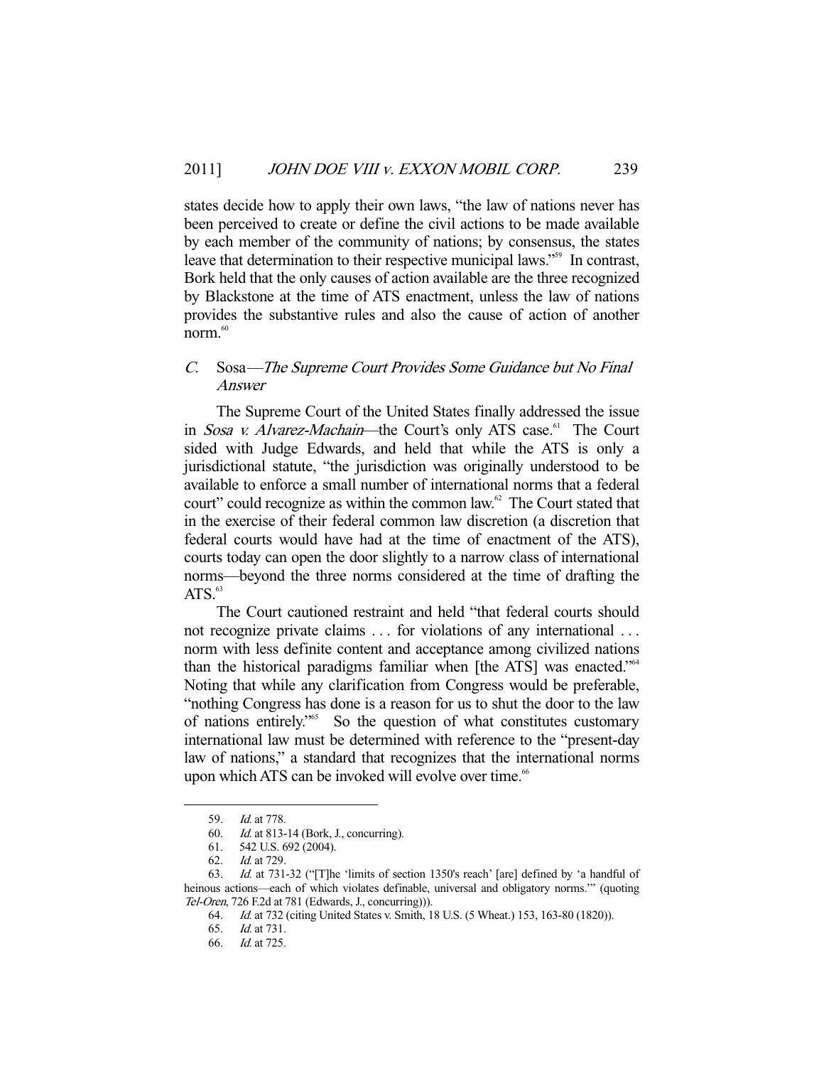states decide how to apply their own laws, "the law of nations never has been perceived to create or define the civil actions to be made available by each member of the community of nations; by consensus, the states leave that determination to their respective municipal laws."[59] In contrast, Bork held that the only causes of action available are the three recognized by Blackstone at the time of ATS enactment, unless the law of nations provides the substantive rules and also the cause of action of another norm.[60]

### C. *Sosa*—*The Supreme Court Provides Some Guidance but No Final Answer*

The Supreme Court of the United States finally addressed the issue in *Sosa v. Alvarez-Machain*—the Court's only ATS case.[61] The Court sided with Judge Edwards, and held that while the ATS is only a jurisdictional statute, "the jurisdiction was originally understood to be available to enforce a small number of international norms that a federal court" could recognize as within the common law.[62] The Court stated that in the exercise of their federal common law discretion (a discretion that federal courts would have had at the time of enactment of the ATS), courts today can open the door slightly to a narrow class of international norms—beyond the three norms considered at the time of drafting the ATS.[63]

The Court cautioned restraint and held "that federal courts should not recognize private claims . . . for violations of any international . . . norm with less definite content and acceptance among civilized nations than the historical paradigms familiar when [the ATS] was enacted."[64] Noting that while any clarification from Congress would be preferable, "nothing Congress has done is a reason for us to shut the door to the law of nations entirely."[65] So the question of what constitutes customary international law must be determined with reference to the "present-day law of nations," a standard that recognizes that the international norms upon which ATS can be invoked will evolve over time.[66]

---

59. *Id.* at 778.

60. *Id.* at 813-14 (Bork, J., concurring).

61. 542 U.S. 692 (2004).

62. *Id.* at 729.

63. *Id.* at 731-32 ("[T]he 'limits of section 1350's reach' [are] defined by 'a handful of heinous actions—each of which violates definable, universal and obligatory norms.'" (quoting *Tel-Oren*, 726 F.2d at 781 (Edwards, J., concurring))).

64. *Id.* at 732 (citing United States v. Smith, 18 U.S. (5 Wheat.) 153, 163-80 (1820)).

65. *Id.* at 731.

66. *Id.* at 725.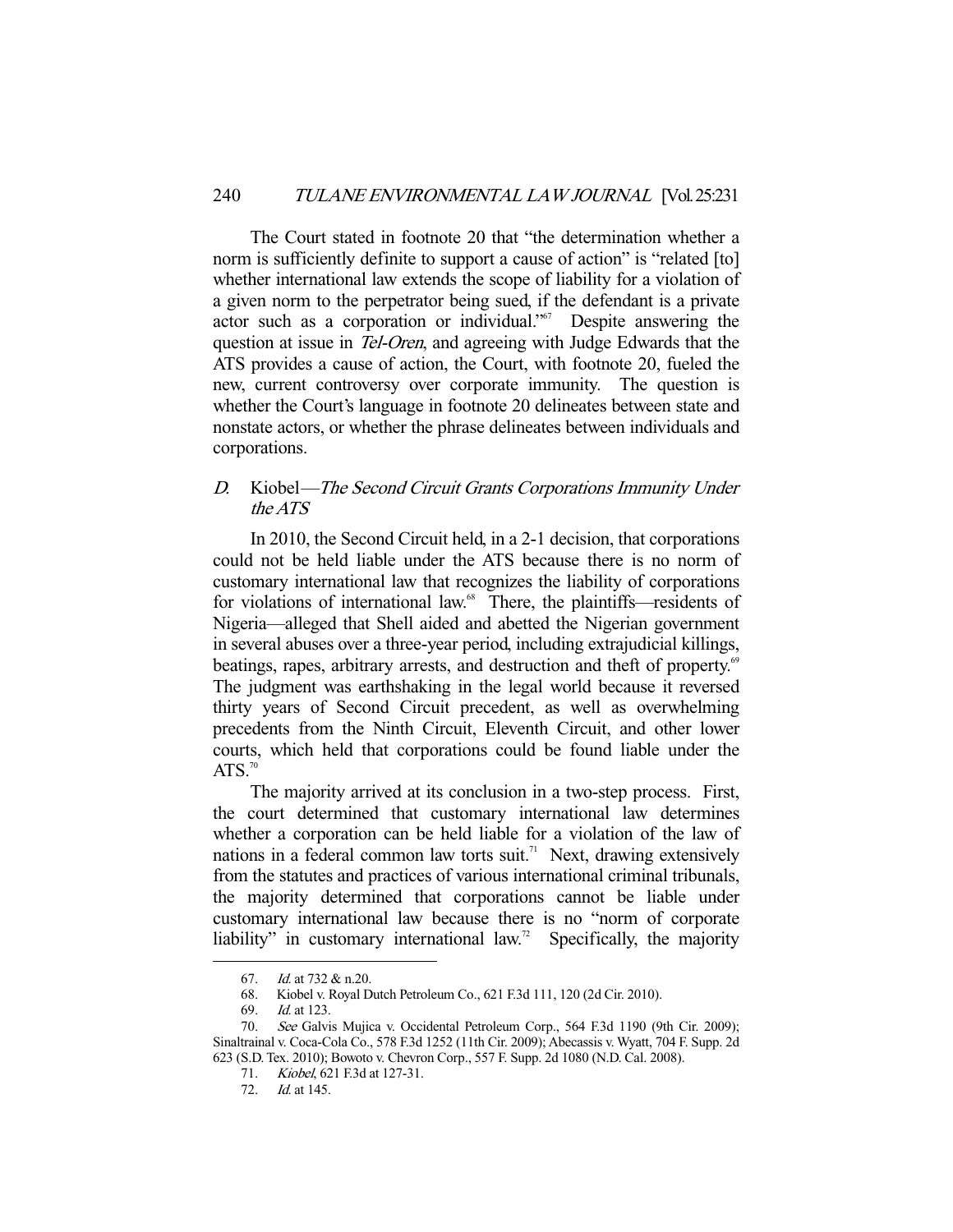The Court stated in footnote 20 that "the determination whether a norm is sufficiently definite to support a cause of action" is "related [to] whether international law extends the scope of liability for a violation of a given norm to the perpetrator being sued, if the defendant is a private actor such as a corporation or individual."[67] Despite answering the question at issue in *Tel-Oren*, and agreeing with Judge Edwards that the ATS provides a cause of action, the Court, with footnote 20, fueled the new, current controversy over corporate immunity. The question is whether the Court's language in footnote 20 delineates between state and nonstate actors, or whether the phrase delineates between individuals and corporations.

### *D.* Kiobel—*The Second Circuit Grants Corporations Immunity Under the ATS*

In 2010, the Second Circuit held, in a 2-1 decision, that corporations could not be held liable under the ATS because there is no norm of customary international law that recognizes the liability of corporations for violations of international law.[68] There, the plaintiffs—residents of Nigeria—alleged that Shell aided and abetted the Nigerian government in several abuses over a three-year period, including extrajudicial killings, beatings, rapes, arbitrary arrests, and destruction and theft of property.[69] The judgment was earthshaking in the legal world because it reversed thirty years of Second Circuit precedent, as well as overwhelming precedents from the Ninth Circuit, Eleventh Circuit, and other lower courts, which held that corporations could be found liable under the ATS.[70]

The majority arrived at its conclusion in a two-step process. First, the court determined that customary international law determines whether a corporation can be held liable for a violation of the law of nations in a federal common law torts suit.[71] Next, drawing extensively from the statutes and practices of various international criminal tribunals, the majority determined that corporations cannot be liable under customary international law because there is no "norm of corporate liability" in customary international law.[72] Specifically, the majority

---

67. *Id.* at 732 & n.20.

68. Kiobel v. Royal Dutch Petroleum Co., 621 F.3d 111, 120 (2d Cir. 2010).

69. *Id.* at 123.

70. *See* Galvis Mujica v. Occidental Petroleum Corp., 564 F.3d 1190 (9th Cir. 2009); Sinaltrainal v. Coca-Cola Co., 578 F.3d 1252 (11th Cir. 2009); Abecassis v. Wyatt, 704 F. Supp. 2d 623 (S.D. Tex. 2010); Bowoto v. Chevron Corp., 557 F. Supp. 2d 1080 (N.D. Cal. 2008).

71. *Kiobel*, 621 F.3d at 127-31.

72. *Id.* at 145.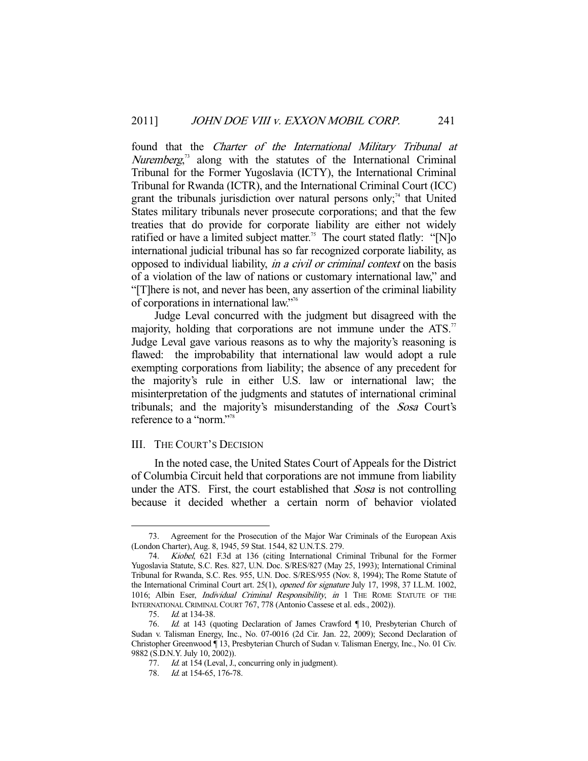found that the *Charter of the International Military Tribunal at Nuremberg*,[73] along with the statutes of the International Criminal Tribunal for the Former Yugoslavia (ICTY), the International Criminal Tribunal for Rwanda (ICTR), and the International Criminal Court (ICC) grant the tribunals jurisdiction over natural persons only;[74] that United States military tribunals never prosecute corporations; and that the few treaties that do provide for corporate liability are either not widely ratified or have a limited subject matter.[75] The court stated flatly: "[N]o international judicial tribunal has so far recognized corporate liability, as opposed to individual liability, *in a civil or criminal context* on the basis of a violation of the law of nations or customary international law," and "[T]here is not, and never has been, any assertion of the criminal liability of corporations in international law."[76]

Judge Leval concurred with the judgment but disagreed with the majority, holding that corporations are not immune under the ATS.[77] Judge Leval gave various reasons as to why the majority's reasoning is flawed: the improbability that international law would adopt a rule exempting corporations from liability; the absence of any precedent for the majority's rule in either U.S. law or international law; the misinterpretation of the judgments and statutes of international criminal tribunals; and the majority's misunderstanding of the *Sosa* Court's reference to a "norm."[78]

## III. THE COURT'S DECISION

In the noted case, the United States Court of Appeals for the District of Columbia Circuit held that corporations are not immune from liability under the ATS. First, the court established that *Sosa* is not controlling because it decided whether a certain norm of behavior violated

---

73. Agreement for the Prosecution of the Major War Criminals of the European Axis (London Charter), Aug. 8, 1945, 59 Stat. 1544, 82 U.N.T.S. 279.

74. *Kiobel*, 621 F.3d at 136 (citing International Criminal Tribunal for the Former Yugoslavia Statute, S.C. Res. 827, U.N. Doc. S/RES/827 (May 25, 1993); International Criminal Tribunal for Rwanda, S.C. Res. 955, U.N. Doc. S/RES/955 (Nov. 8, 1994); The Rome Statute of the International Criminal Court art. 25(1), *opened for signature* July 17, 1998, 37 I.L.M. 1002, 1016; Albin Eser, *Individual Criminal Responsibility*, *in* 1 THE ROME STATUTE OF THE INTERNATIONAL CRIMINAL COURT 767, 778 (Antonio Cassese et al. eds., 2002)).

75. *Id.* at 134-38.

76. *Id.* at 143 (quoting Declaration of James Crawford ¶ 10, Presbyterian Church of Sudan v. Talisman Energy, Inc., No. 07-0016 (2d Cir. Jan. 22, 2009); Second Declaration of Christopher Greenwood ¶ 13, Presbyterian Church of Sudan v. Talisman Energy, Inc., No. 01 Civ. 9882 (S.D.N.Y. July 10, 2002)).

77. *Id.* at 154 (Leval, J., concurring only in judgment).

78. *Id.* at 154-65, 176-78.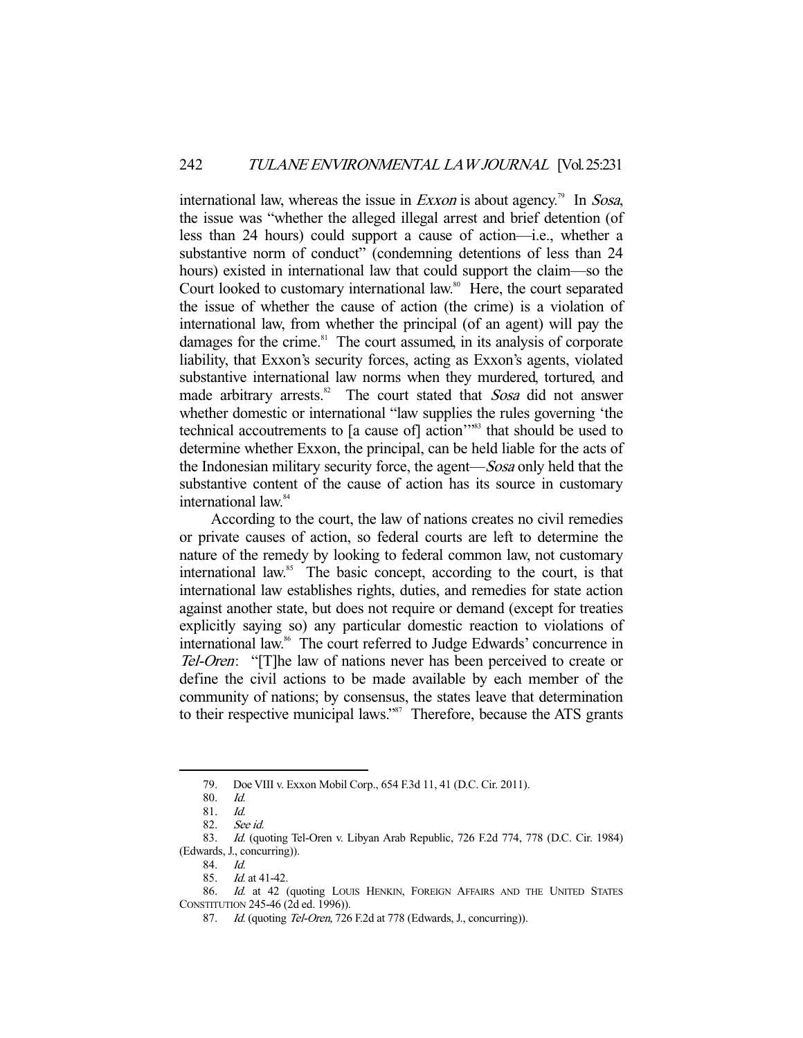international law, whereas the issue in *Exxon* is about agency.[79] In *Sosa*, the issue was "whether the alleged illegal arrest and brief detention (of less than 24 hours) could support a cause of action—i.e., whether a substantive norm of conduct" (condemning detentions of less than 24 hours) existed in international law that could support the claim—so the Court looked to customary international law.[80] Here, the court separated the issue of whether the cause of action (the crime) is a violation of international law, from whether the principal (of an agent) will pay the damages for the crime.[81] The court assumed, in its analysis of corporate liability, that Exxon's security forces, acting as Exxon's agents, violated substantive international law norms when they murdered, tortured, and made arbitrary arrests.[82] The court stated that *Sosa* did not answer whether domestic or international "law supplies the rules governing 'the technical accoutrements to [a cause of] action'"[83] that should be used to determine whether Exxon, the principal, can be held liable for the acts of the Indonesian military security force, the agent—*Sosa* only held that the substantive content of the cause of action has its source in customary international law.[84]

According to the court, the law of nations creates no civil remedies or private causes of action, so federal courts are left to determine the nature of the remedy by looking to federal common law, not customary international law.[85] The basic concept, according to the court, is that international law establishes rights, duties, and remedies for state action against another state, but does not require or demand (except for treaties explicitly saying so) any particular domestic reaction to violations of international law.[86] The court referred to Judge Edwards' concurrence in *Tel-Oren*: "[T]he law of nations never has been perceived to create or define the civil actions to be made available by each member of the community of nations; by consensus, the states leave that determination to their respective municipal laws."[87] Therefore, because the ATS grants

---

79. Doe VIII v. Exxon Mobil Corp., 654 F.3d 11, 41 (D.C. Cir. 2011).

80. *Id.*

81. *Id.*

82. *See id.*

83. *Id.* (quoting Tel-Oren v. Libyan Arab Republic, 726 F.2d 774, 778 (D.C. Cir. 1984) (Edwards, J., concurring)).

84. *Id.*

85. *Id.* at 41-42.

86. *Id.* at 42 (quoting LOUIS HENKIN, FOREIGN AFFAIRS AND THE UNITED STATES CONSTITUTION 245-46 (2d ed. 1996)).

87. *Id.* (quoting *Tel-Oren*, 726 F.2d at 778 (Edwards, J., concurring)).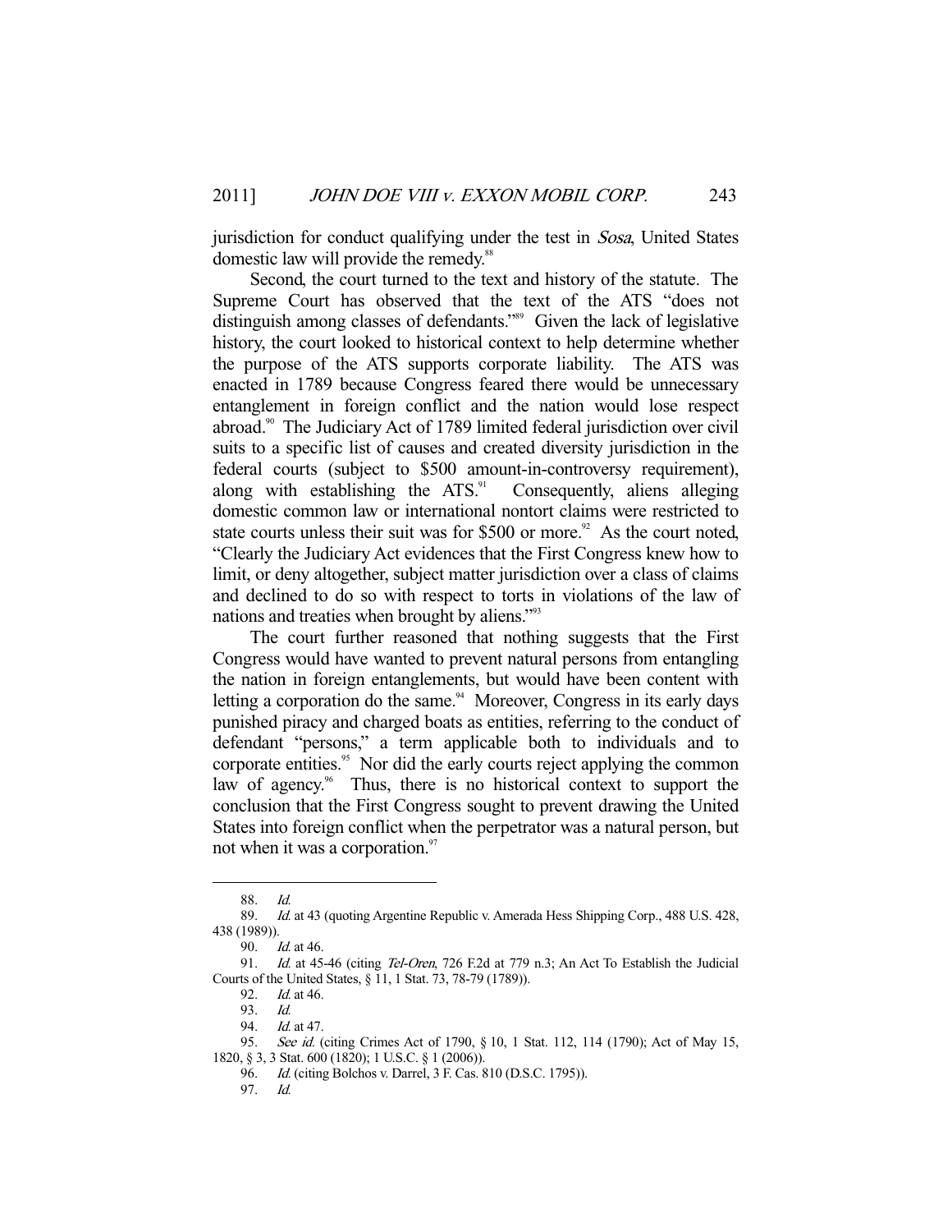jurisdiction for conduct qualifying under the test in *Sosa*, United States domestic law will provide the remedy.[88]

Second, the court turned to the text and history of the statute. The Supreme Court has observed that the text of the ATS "does not distinguish among classes of defendants."[89] Given the lack of legislative history, the court looked to historical context to help determine whether the purpose of the ATS supports corporate liability. The ATS was enacted in 1789 because Congress feared there would be unnecessary entanglement in foreign conflict and the nation would lose respect abroad.[90] The Judiciary Act of 1789 limited federal jurisdiction over civil suits to a specific list of causes and created diversity jurisdiction in the federal courts (subject to $500 amount-in-controversy requirement), along with establishing the ATS.[91] Consequently, aliens alleging domestic common law or international nontort claims were restricted to state courts unless their suit was for $500 or more.[92] As the court noted, "Clearly the Judiciary Act evidences that the First Congress knew how to limit, or deny altogether, subject matter jurisdiction over a class of claims and declined to do so with respect to torts in violations of the law of nations and treaties when brought by aliens."[93]

The court further reasoned that nothing suggests that the First Congress would have wanted to prevent natural persons from entangling the nation in foreign entanglements, but would have been content with letting a corporation do the same.[94] Moreover, Congress in its early days punished piracy and charged boats as entities, referring to the conduct of defendant "persons," a term applicable both to individuals and to corporate entities.[95] Nor did the early courts reject applying the common law of agency.[96] Thus, there is no historical context to support the conclusion that the First Congress sought to prevent drawing the United States into foreign conflict when the perpetrator was a natural person, but not when it was a corporation.[97]

---

88. *Id.*

89. *Id.* at 43 (quoting Argentine Republic v. Amerada Hess Shipping Corp., 488 U.S. 428, 438 (1989)).

90. *Id.* at 46.

91. *Id.* at 45-46 (citing *Tel-Oren*, 726 F.2d at 779 n.3; An Act To Establish the Judicial Courts of the United States, § 11, 1 Stat. 73, 78-79 (1789)).

92. *Id.* at 46.

93. *Id.*

94. *Id.* at 47.

95. *See id.* (citing Crimes Act of 1790, § 10, 1 Stat. 112, 114 (1790); Act of May 15, 1820, § 3, 3 Stat. 600 (1820); 1 U.S.C. § 1 (2006)).

96. *Id.* (citing Bolchos v. Darrel, 3 F. Cas. 810 (D.S.C. 1795)).

97. *Id.*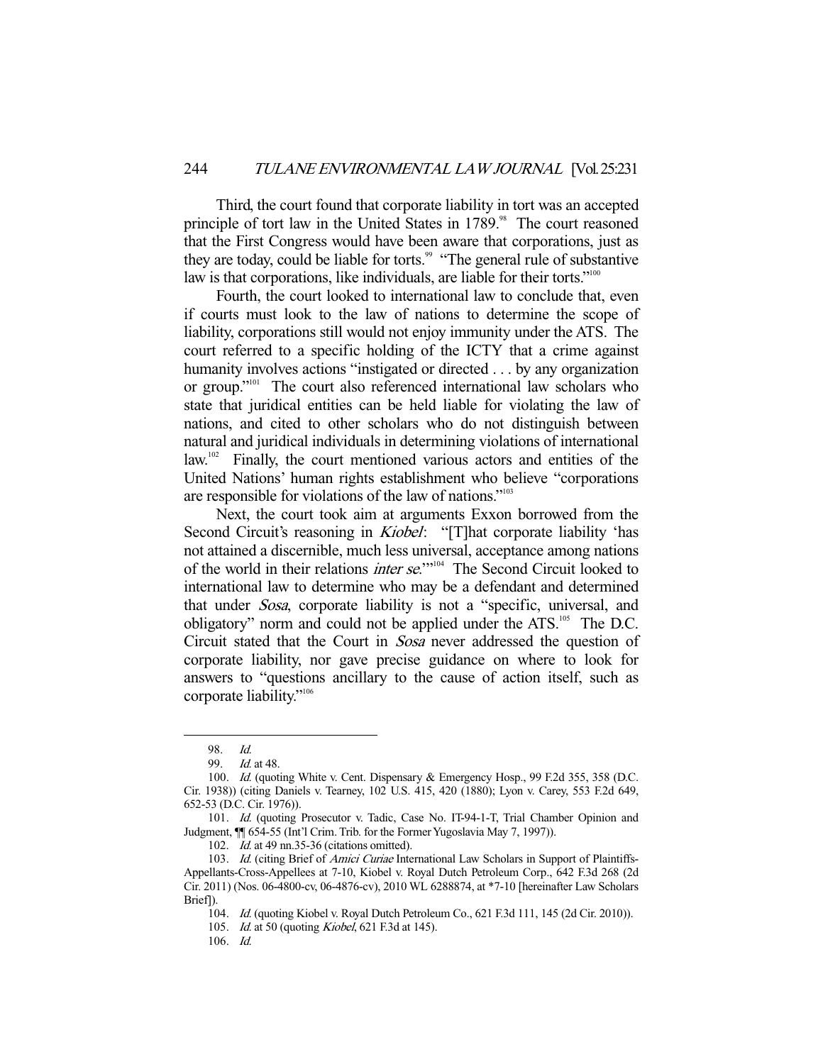Third, the court found that corporate liability in tort was an accepted principle of tort law in the United States in 1789.[98] The court reasoned that the First Congress would have been aware that corporations, just as they are today, could be liable for torts.[99] "The general rule of substantive law is that corporations, like individuals, are liable for their torts."[100]

Fourth, the court looked to international law to conclude that, even if courts must look to the law of nations to determine the scope of liability, corporations still would not enjoy immunity under the ATS. The court referred to a specific holding of the ICTY that a crime against humanity involves actions "instigated or directed . . . by any organization or group."[101] The court also referenced international law scholars who state that juridical entities can be held liable for violating the law of nations, and cited to other scholars who do not distinguish between natural and juridical individuals in determining violations of international law.[102] Finally, the court mentioned various actors and entities of the United Nations' human rights establishment who believe "corporations are responsible for violations of the law of nations."[103]

Next, the court took aim at arguments Exxon borrowed from the Second Circuit's reasoning in *Kiobel*: "[T]hat corporate liability 'has not attained a discernible, much less universal, acceptance among nations of the world in their relations *inter se*.'"[104] The Second Circuit looked to international law to determine who may be a defendant and determined that under *Sosa*, corporate liability is not a "specific, universal, and obligatory" norm and could not be applied under the ATS.[105] The D.C. Circuit stated that the Court in *Sosa* never addressed the question of corporate liability, nor gave precise guidance on where to look for answers to "questions ancillary to the cause of action itself, such as corporate liability."[106]

---

98. *Id.*

99. *Id.* at 48.

100. *Id.* (quoting White v. Cent. Dispensary & Emergency Hosp., 99 F.2d 355, 358 (D.C. Cir. 1938)) (citing Daniels v. Tearney, 102 U.S. 415, 420 (1880); Lyon v. Carey, 553 F.2d 649, 652-53 (D.C. Cir. 1976)).

101. *Id.* (quoting Prosecutor v. Tadic, Case No. IT-94-1-T, Trial Chamber Opinion and Judgment, ¶¶ 654-55 (Int'l Crim. Trib. for the Former Yugoslavia May 7, 1997)).

102. *Id.* at 49 nn.35-36 (citations omitted).

103. *Id.* (citing Brief of *Amici Curiae* International Law Scholars in Support of Plaintiffs-Appellants-Cross-Appellees at 7-10, Kiobel v. Royal Dutch Petroleum Corp., 642 F.3d 268 (2d Cir. 2011) (Nos. 06-4800-cv, 06-4876-cv), 2010 WL 6288874, at *7-10 [hereinafter Law Scholars Brief]).

104. *Id.* (quoting Kiobel v. Royal Dutch Petroleum Co., 621 F.3d 111, 145 (2d Cir. 2010)).

105. *Id.* at 50 (quoting *Kiobel*, 621 F.3d at 145).

106. *Id.*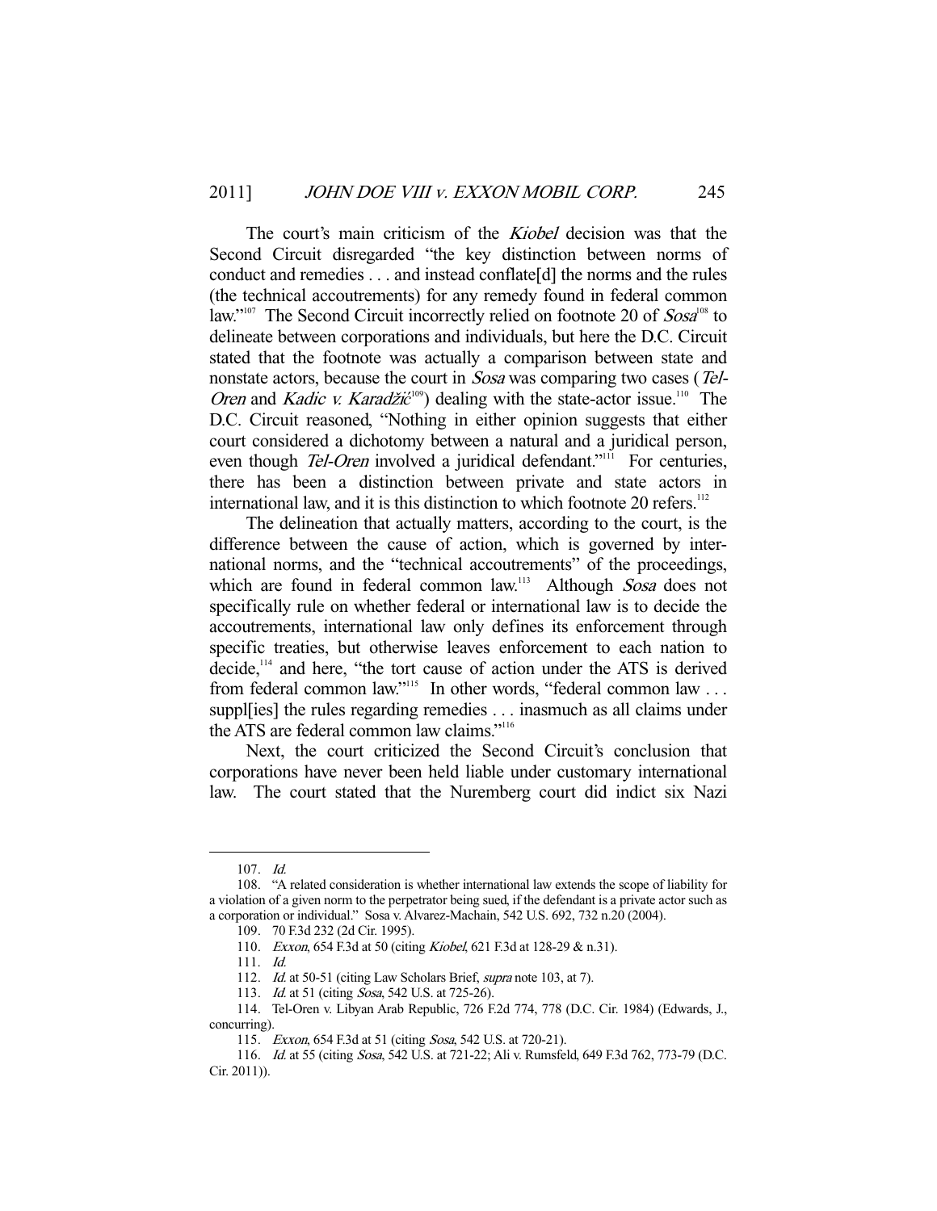The court's main criticism of the *Kiobel* decision was that the Second Circuit disregarded "the key distinction between norms of conduct and remedies . . . and instead conflate[d] the norms and the rules (the technical accoutrements) for any remedy found in federal common law."[107] The Second Circuit incorrectly relied on footnote 20 of *Sosa*[108] to delineate between corporations and individuals, but here the D.C. Circuit stated that the footnote was actually a comparison between state and nonstate actors, because the court in *Sosa* was comparing two cases (*Tel-Oren* and *Kadic v. Karadžić*[109]) dealing with the state-actor issue.[110] The D.C. Circuit reasoned, "Nothing in either opinion suggests that either court considered a dichotomy between a natural and a juridical person, even though *Tel-Oren* involved a juridical defendant."[111] For centuries, there has been a distinction between private and state actors in international law, and it is this distinction to which footnote 20 refers.[112]

The delineation that actually matters, according to the court, is the difference between the cause of action, which is governed by international norms, and the "technical accoutrements" of the proceedings, which are found in federal common law.[113] Although *Sosa* does not specifically rule on whether federal or international law is to decide the accoutrements, international law only defines its enforcement through specific treaties, but otherwise leaves enforcement to each nation to decide,[114] and here, "the tort cause of action under the ATS is derived from federal common law."[115] In other words, "federal common law . . . suppl[ies] the rules regarding remedies . . . inasmuch as all claims under the ATS are federal common law claims."[116]

Next, the court criticized the Second Circuit's conclusion that corporations have never been held liable under customary international law. The court stated that the Nuremberg court did indict six Nazi

---

107. *Id.*

108. "A related consideration is whether international law extends the scope of liability for a violation of a given norm to the perpetrator being sued, if the defendant is a private actor such as a corporation or individual." Sosa v. Alvarez-Machain, 542 U.S. 692, 732 n.20 (2004).

109. 70 F.3d 232 (2d Cir. 1995).

110. *Exxon*, 654 F.3d at 50 (citing *Kiobel*, 621 F.3d at 128-29 & n.31).

111. *Id.*

112. *Id.* at 50-51 (citing Law Scholars Brief, *supra* note 103, at 7).

113. *Id.* at 51 (citing *Sosa*, 542 U.S. at 725-26).

114. Tel-Oren v. Libyan Arab Republic, 726 F.2d 774, 778 (D.C. Cir. 1984) (Edwards, J., concurring).

115. *Exxon*, 654 F.3d at 51 (citing *Sosa*, 542 U.S. at 720-21).

116. *Id.* at 55 (citing *Sosa*, 542 U.S. at 721-22; Ali v. Rumsfeld, 649 F.3d 762, 773-79 (D.C. Cir. 2011)).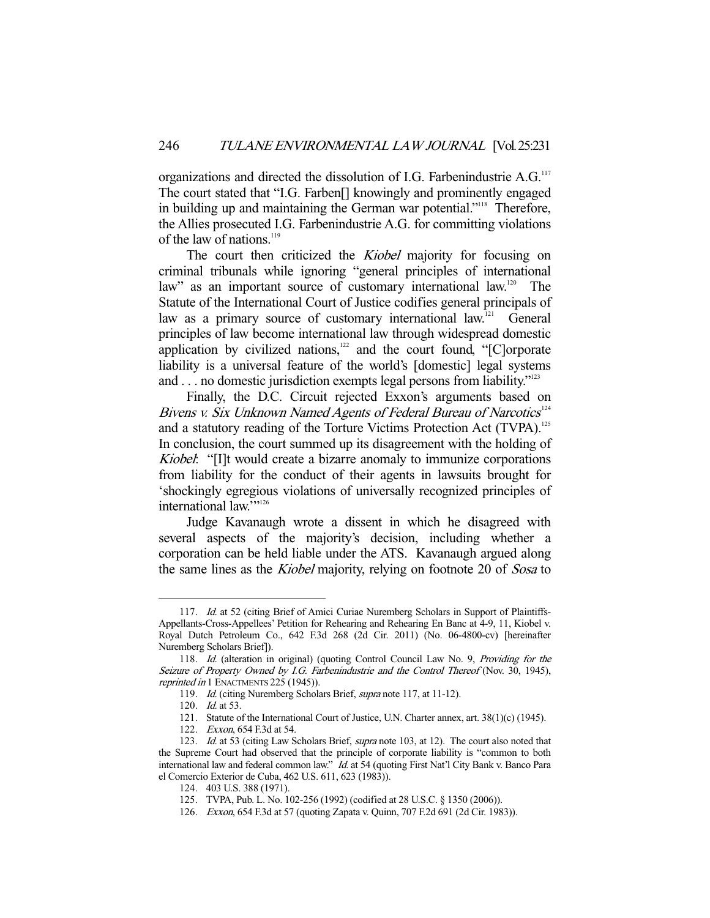organizations and directed the dissolution of I.G. Farbenindustrie A.G.[117] The court stated that "I.G. Farben[] knowingly and prominently engaged in building up and maintaining the German war potential."[118] Therefore, the Allies prosecuted I.G. Farbenindustrie A.G. for committing violations of the law of nations.[119]

The court then criticized the *Kiobel* majority for focusing on criminal tribunals while ignoring "general principles of international law" as an important source of customary international law.[120] The Statute of the International Court of Justice codifies general principals of law as a primary source of customary international law.[121] General principles of law become international law through widespread domestic application by civilized nations,[122] and the court found, "[C]orporate liability is a universal feature of the world's [domestic] legal systems and . . . no domestic jurisdiction exempts legal persons from liability."[123]

Finally, the D.C. Circuit rejected Exxon's arguments based on *Bivens v. Six Unknown Named Agents of Federal Bureau of Narcotics*[124] and a statutory reading of the Torture Victims Protection Act (TVPA).[125] In conclusion, the court summed up its disagreement with the holding of *Kiobel*: "[I]t would create a bizarre anomaly to immunize corporations from liability for the conduct of their agents in lawsuits brought for 'shockingly egregious violations of universally recognized principles of international law.'"[126]

Judge Kavanaugh wrote a dissent in which he disagreed with several aspects of the majority's decision, including whether a corporation can be held liable under the ATS. Kavanaugh argued along the same lines as the *Kiobel* majority, relying on footnote 20 of *Sosa* to

---

117. *Id.* at 52 (citing Brief of Amici Curiae Nuremberg Scholars in Support of Plaintiffs-Appellants-Cross-Appellees' Petition for Rehearing and Rehearing En Banc at 4-9, 11, Kiobel v. Royal Dutch Petroleum Co., 642 F.3d 268 (2d Cir. 2011) (No. 06-4800-cv) [hereinafter Nuremberg Scholars Brief]).

118. *Id.* (alteration in original) (quoting Control Council Law No. 9, *Providing for the Seizure of Property Owned by I.G. Farbenindustrie and the Control Thereof* (Nov. 30, 1945), *reprinted in* 1 ENACTMENTS 225 (1945)).

119. *Id.* (citing Nuremberg Scholars Brief, *supra* note 117, at 11-12).

120. *Id.* at 53.

121. Statute of the International Court of Justice, U.N. Charter annex, art. 38(1)(c) (1945).

122. *Exxon*, 654 F.3d at 54.

123. *Id.* at 53 (citing Law Scholars Brief, *supra* note 103, at 12). The court also noted that the Supreme Court had observed that the principle of corporate liability is "common to both international law and federal common law." *Id.* at 54 (quoting First Nat'l City Bank v. Banco Para el Comercio Exterior de Cuba, 462 U.S. 611, 623 (1983)).

124. 403 U.S. 388 (1971).

125. TVPA, Pub. L. No. 102-256 (1992) (codified at 28 U.S.C. § 1350 (2006)).

126. *Exxon*, 654 F.3d at 57 (quoting Zapata v. Quinn, 707 F.2d 691 (2d Cir. 1983)).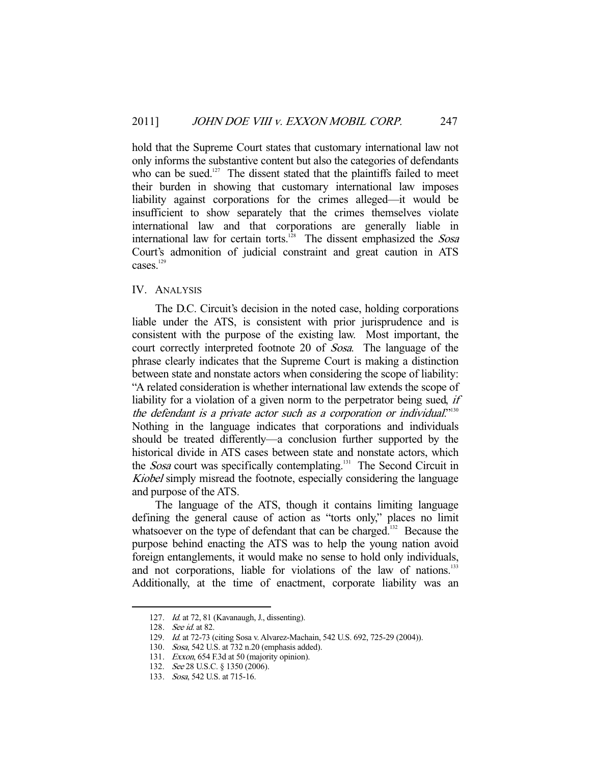hold that the Supreme Court states that customary international law not only informs the substantive content but also the categories of defendants who can be sued.[127] The dissent stated that the plaintiffs failed to meet their burden in showing that customary international law imposes liability against corporations for the crimes alleged—it would be insufficient to show separately that the crimes themselves violate international law and that corporations are generally liable in international law for certain torts.[128] The dissent emphasized the *Sosa* Court's admonition of judicial constraint and great caution in ATS cases.[129]

## IV. ANALYSIS

The D.C. Circuit's decision in the noted case, holding corporations liable under the ATS, is consistent with prior jurisprudence and is consistent with the purpose of the existing law. Most important, the court correctly interpreted footnote 20 of *Sosa*. The language of the phrase clearly indicates that the Supreme Court is making a distinction between state and nonstate actors when considering the scope of liability: "A related consideration is whether international law extends the scope of liability for a violation of a given norm to the perpetrator being sued, *if the defendant is a private actor such as a corporation or individual*."[130] Nothing in the language indicates that corporations and individuals should be treated differently—a conclusion further supported by the historical divide in ATS cases between state and nonstate actors, which the *Sosa* court was specifically contemplating.[131] The Second Circuit in *Kiobel* simply misread the footnote, especially considering the language and purpose of the ATS.

The language of the ATS, though it contains limiting language defining the general cause of action as "torts only," places no limit whatsoever on the type of defendant that can be charged.[132] Because the purpose behind enacting the ATS was to help the young nation avoid foreign entanglements, it would make no sense to hold only individuals, and not corporations, liable for violations of the law of nations.[133] Additionally, at the time of enactment, corporate liability was an

---

127. *Id.* at 72, 81 (Kavanaugh, J., dissenting).

128. *See id.* at 82.

129. *Id.* at 72-73 (citing Sosa v. Alvarez-Machain, 542 U.S. 692, 725-29 (2004)).

130. *Sosa*, 542 U.S. at 732 n.20 (emphasis added).

131. *Exxon*, 654 F.3d at 50 (majority opinion).

132. *See* 28 U.S.C. § 1350 (2006).

133. *Sosa*, 542 U.S. at 715-16.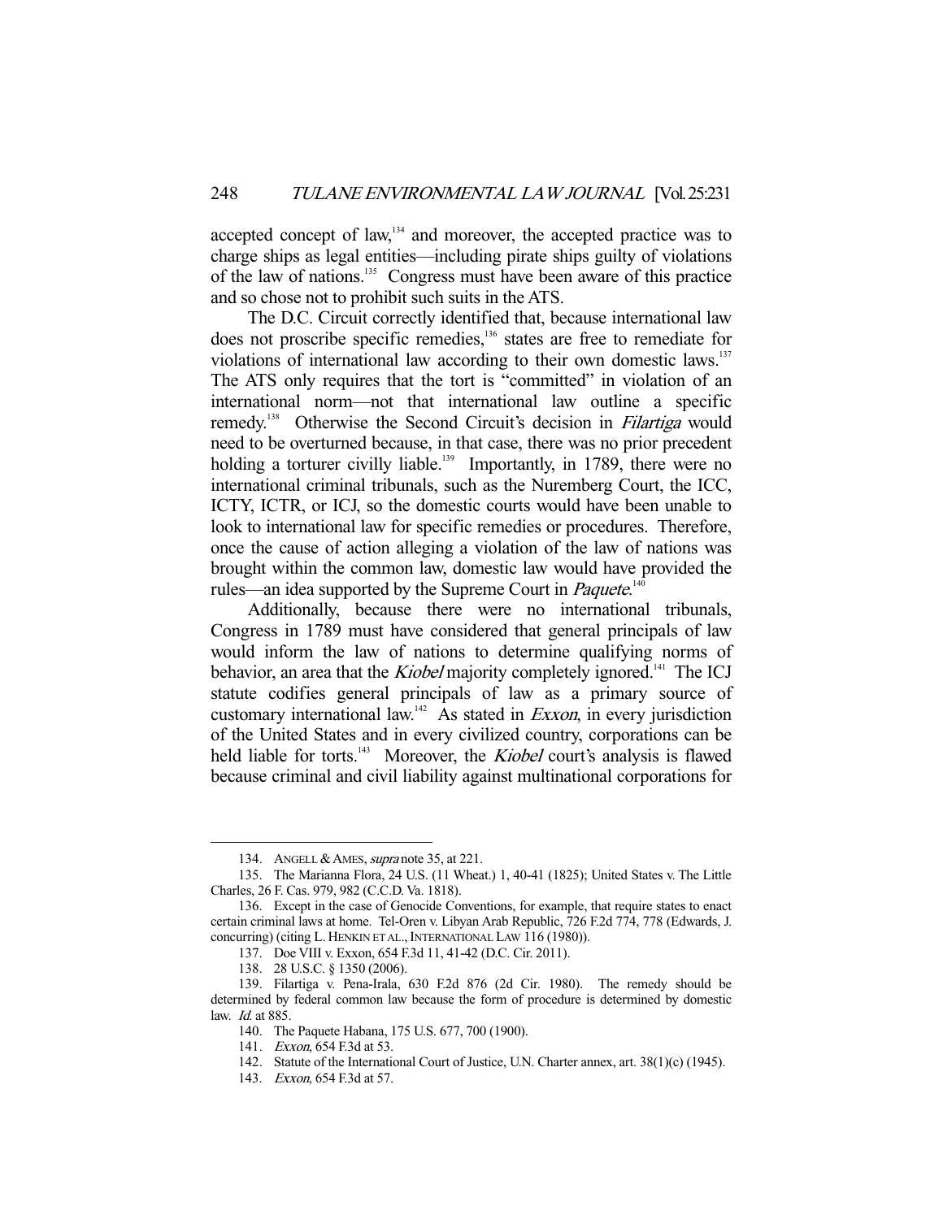accepted concept of law,[134] and moreover, the accepted practice was to charge ships as legal entities—including pirate ships guilty of violations of the law of nations.[135] Congress must have been aware of this practice and so chose not to prohibit such suits in the ATS.

The D.C. Circuit correctly identified that, because international law does not proscribe specific remedies,[136] states are free to remediate for violations of international law according to their own domestic laws.[137] The ATS only requires that the tort is "committed" in violation of an international norm—not that international law outline a specific remedy.[138] Otherwise the Second Circuit's decision in *Filartiga* would need to be overturned because, in that case, there was no prior precedent holding a torturer civilly liable.[139] Importantly, in 1789, there were no international criminal tribunals, such as the Nuremberg Court, the ICC, ICTY, ICTR, or ICJ, so the domestic courts would have been unable to look to international law for specific remedies or procedures. Therefore, once the cause of action alleging a violation of the law of nations was brought within the common law, domestic law would have provided the rules—an idea supported by the Supreme Court in *Paquete*.[140]

Additionally, because there were no international tribunals, Congress in 1789 must have considered that general principals of law would inform the law of nations to determine qualifying norms of behavior, an area that the *Kiobel* majority completely ignored.[141] The ICJ statute codifies general principals of law as a primary source of customary international law.[142] As stated in *Exxon*, in every jurisdiction of the United States and in every civilized country, corporations can be held liable for torts.[143] Moreover, the *Kiobel* court's analysis is flawed because criminal and civil liability against multinational corporations for

---

134. ANGELL & AMES, *supra* note 35, at 221.

135. The Marianna Flora, 24 U.S. (11 Wheat.) 1, 40-41 (1825); United States v. The Little Charles, 26 F. Cas. 979, 982 (C.C.D. Va. 1818).

136. Except in the case of Genocide Conventions, for example, that require states to enact certain criminal laws at home. Tel-Oren v. Libyan Arab Republic, 726 F.2d 774, 778 (Edwards, J. concurring) (citing L. HENKIN ET AL., INTERNATIONAL LAW 116 (1980)).

137. Doe VIII v. Exxon, 654 F.3d 11, 41-42 (D.C. Cir. 2011).

138. 28 U.S.C. § 1350 (2006).

139. Filartiga v. Pena-Irala, 630 F.2d 876 (2d Cir. 1980). The remedy should be determined by federal common law because the form of procedure is determined by domestic law. *Id.* at 885.

140. The Paquete Habana, 175 U.S. 677, 700 (1900).

141. *Exxon*, 654 F.3d at 53.

142. Statute of the International Court of Justice, U.N. Charter annex, art. 38(1)(c) (1945).

143. *Exxon*, 654 F.3d at 57.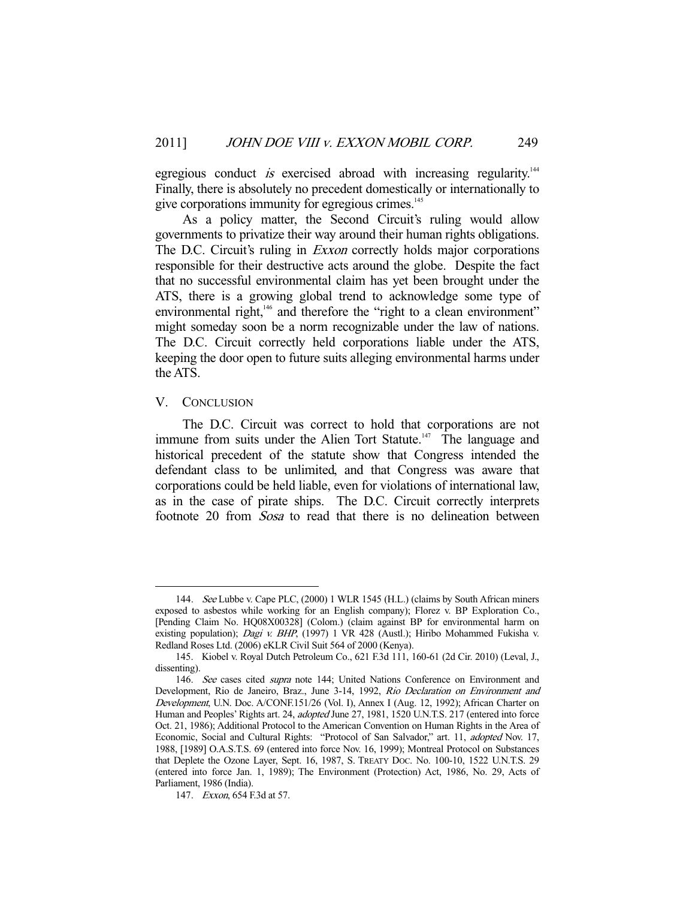egregious conduct *is* exercised abroad with increasing regularity.[144] Finally, there is absolutely no precedent domestically or internationally to give corporations immunity for egregious crimes.[145]

As a policy matter, the Second Circuit's ruling would allow governments to privatize their way around their human rights obligations. The D.C. Circuit's ruling in *Exxon* correctly holds major corporations responsible for their destructive acts around the globe. Despite the fact that no successful environmental claim has yet been brought under the ATS, there is a growing global trend to acknowledge some type of environmental right,[146] and therefore the "right to a clean environment" might someday soon be a norm recognizable under the law of nations. The D.C. Circuit correctly held corporations liable under the ATS, keeping the door open to future suits alleging environmental harms under the ATS.

## V. CONCLUSION

The D.C. Circuit was correct to hold that corporations are not immune from suits under the Alien Tort Statute.[147] The language and historical precedent of the statute show that Congress intended the defendant class to be unlimited, and that Congress was aware that corporations could be held liable, even for violations of international law, as in the case of pirate ships. The D.C. Circuit correctly interprets footnote 20 from *Sosa* to read that there is no delineation between

---

144. *See* Lubbe v. Cape PLC, (2000) 1 WLR 1545 (H.L.) (claims by South African miners exposed to asbestos while working for an English company); Florez v. BP Exploration Co., [Pending Claim No. HQ08X00328] (Colom.) (claim against BP for environmental harm on existing population); *Dagi v. BHP*, (1997) 1 VR 428 (Austl.); Hiribo Mohammed Fukisha v. Redland Roses Ltd. (2006) eKLR Civil Suit 564 of 2000 (Kenya).

145. Kiobel v. Royal Dutch Petroleum Co., 621 F.3d 111, 160-61 (2d Cir. 2010) (Leval, J., dissenting).

146. *See* cases cited *supra* note 144; United Nations Conference on Environment and Development, Rio de Janeiro, Braz., June 3-14, 1992, *Rio Declaration on Environment and Development*, U.N. Doc. A/CONF.151/26 (Vol. I), Annex I (Aug. 12, 1992); African Charter on Human and Peoples' Rights art. 24, *adopted* June 27, 1981, 1520 U.N.T.S. 217 (entered into force Oct. 21, 1986); Additional Protocol to the American Convention on Human Rights in the Area of Economic, Social and Cultural Rights: "Protocol of San Salvador," art. 11, *adopted* Nov. 17, 1988, [1989] O.A.S.T.S. 69 (entered into force Nov. 16, 1999); Montreal Protocol on Substances that Deplete the Ozone Layer, Sept. 16, 1987, S. TREATY DOC. No. 100-10, 1522 U.N.T.S. 29 (entered into force Jan. 1, 1989); The Environment (Protection) Act, 1986, No. 29, Acts of Parliament, 1986 (India).

147. *Exxon*, 654 F.3d at 57.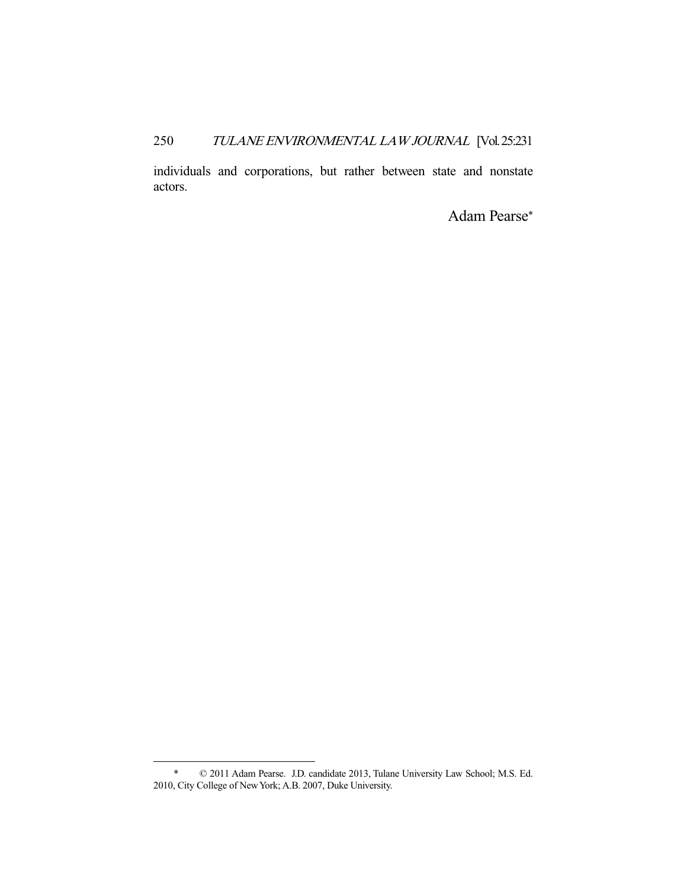individuals and corporations, but rather between state and nonstate actors.

Adam Pearse*

---

\* © 2011 Adam Pearse. J.D. candidate 2013, Tulane University Law School; M.S. Ed. 2010, City College of New York; A.B. 2007, Duke University.